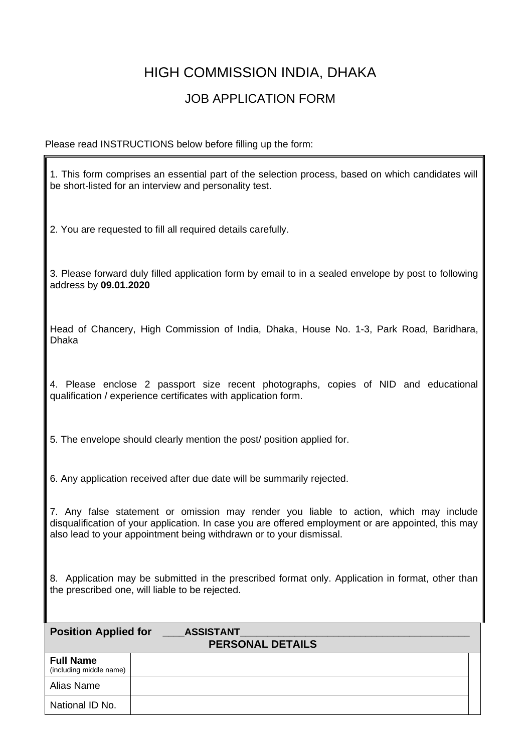# HIGH COMMISSION INDIA, DHAKA

## JOB APPLICATION FORM

Please read INSTRUCTIONS below before filling up the form:

1. This form comprises an essential part of the selection process, based on which candidates will be short-listed for an interview and personality test.

2. You are requested to fill all required details carefully.

3. Please forward duly filled application form by email to in a sealed envelope by post to following address by **09.01.2020**

Head of Chancery, High Commission of India, Dhaka, House No. 1-3, Park Road, Baridhara, Dhaka

4. Please enclose 2 passport size recent photographs, copies of NID and educational qualification / experience certificates with application form.

5. The envelope should clearly mention the post/ position applied for.

6. Any application received after due date will be summarily rejected.

7. Any false statement or omission may render you liable to action, which may include disqualification of your application. In case you are offered employment or are appointed, this may also lead to your appointment being withdrawn or to your dismissal.

8. Application may be submitted in the prescribed format only. Application in format, other than the prescribed one, will liable to be rejected.

**Position Applied for** ____**ASSISTANT**________________________________________

| **PERSONAL DETAILS** | |
|---|---|
| **Full Name** (including middle name) | |
| Alias Name | |
| National ID No. | |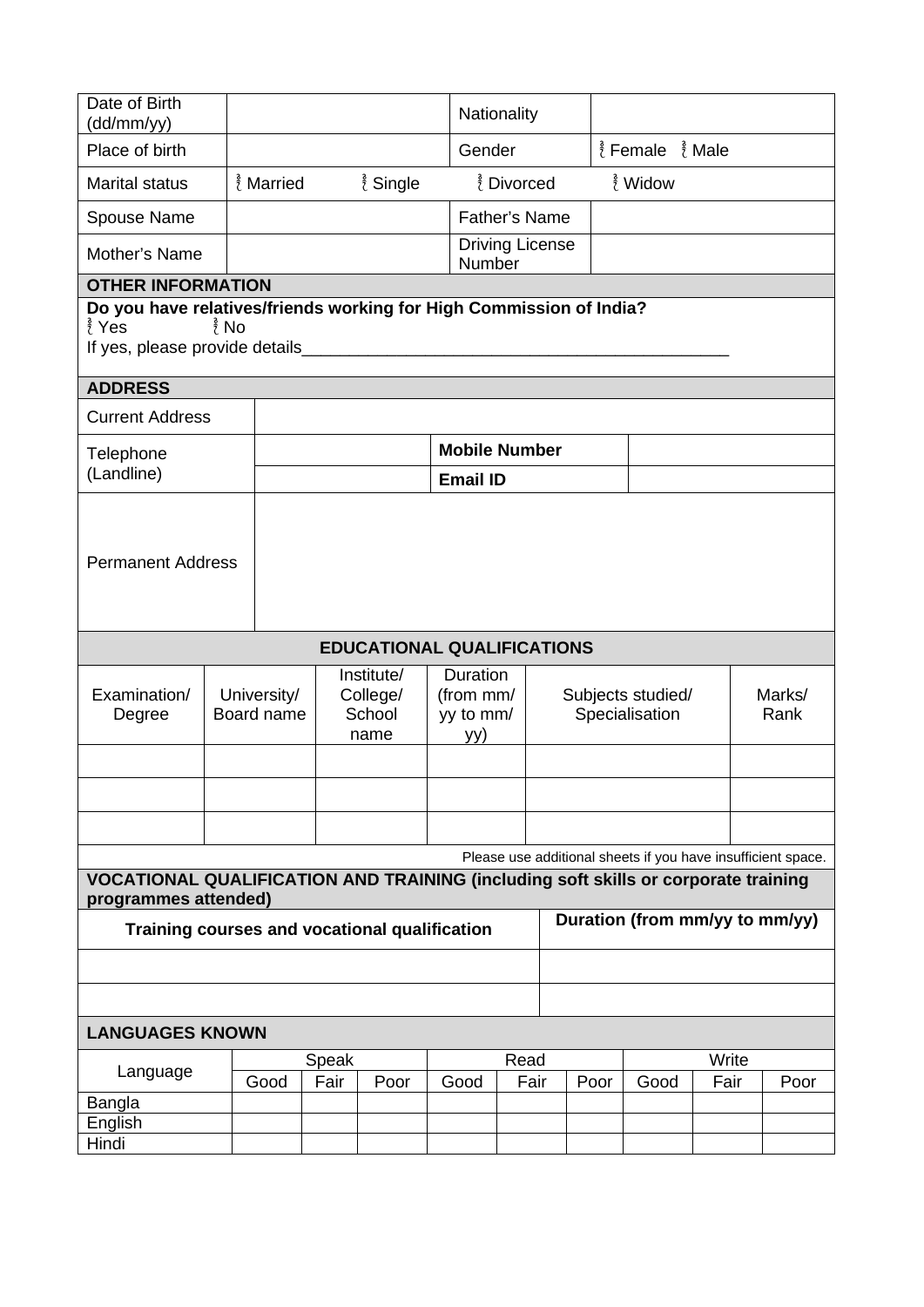| Date of Birth (dd/mm/yy) | | Nationality | |
|---|---|---|---|
| Place of birth | | Gender | ☐ Female ☐ Male |
| Marital status | ☐ Married ☐ Single ☐ Divorced ☐ Widow | | |
| Spouse Name | | Father's Name | |
| Mother's Name | | Driving License Number | |

**OTHER INFORMATION**

**Do you have relatives/friends working for High Commission of India?**

☐ Yes ☐ No

If yes, please provide details_______________________________________________

**ADDRESS**

| Current Address | | | |
|---|---|---|---|
| Telephone (Landline) | | **Mobile Number** | |
| | | **Email ID** | |
| Permanent Address | | | |

**EDUCATIONAL QUALIFICATIONS**

| Examination/ Degree | University/ Board name | Institute/ College/ School name | Duration (from mm/ yy to mm/ yy) | Subjects studied/ Specialisation | Marks/ Rank |
|---|---|---|---|---|---|
| | | | | | |
| | | | | | |
| | | | | | |

Please use additional sheets if you have insufficient space.

**VOCATIONAL QUALIFICATION AND TRAINING (including soft skills or corporate training programmes attended)**

| Training courses and vocational qualification | Duration (from mm/yy to mm/yy) |
|---|---|
| | |
| | |

**LANGUAGES KNOWN**

| Language | Speak | | | Read | | | Write | | |
|---|---|---|---|---|---|---|---|---|---|
| | Good | Fair | Poor | Good | Fair | Poor | Good | Fair | Poor |
| Bangla | | | | | | | | | |
| English | | | | | | | | | |
| Hindi | | | | | | | | | |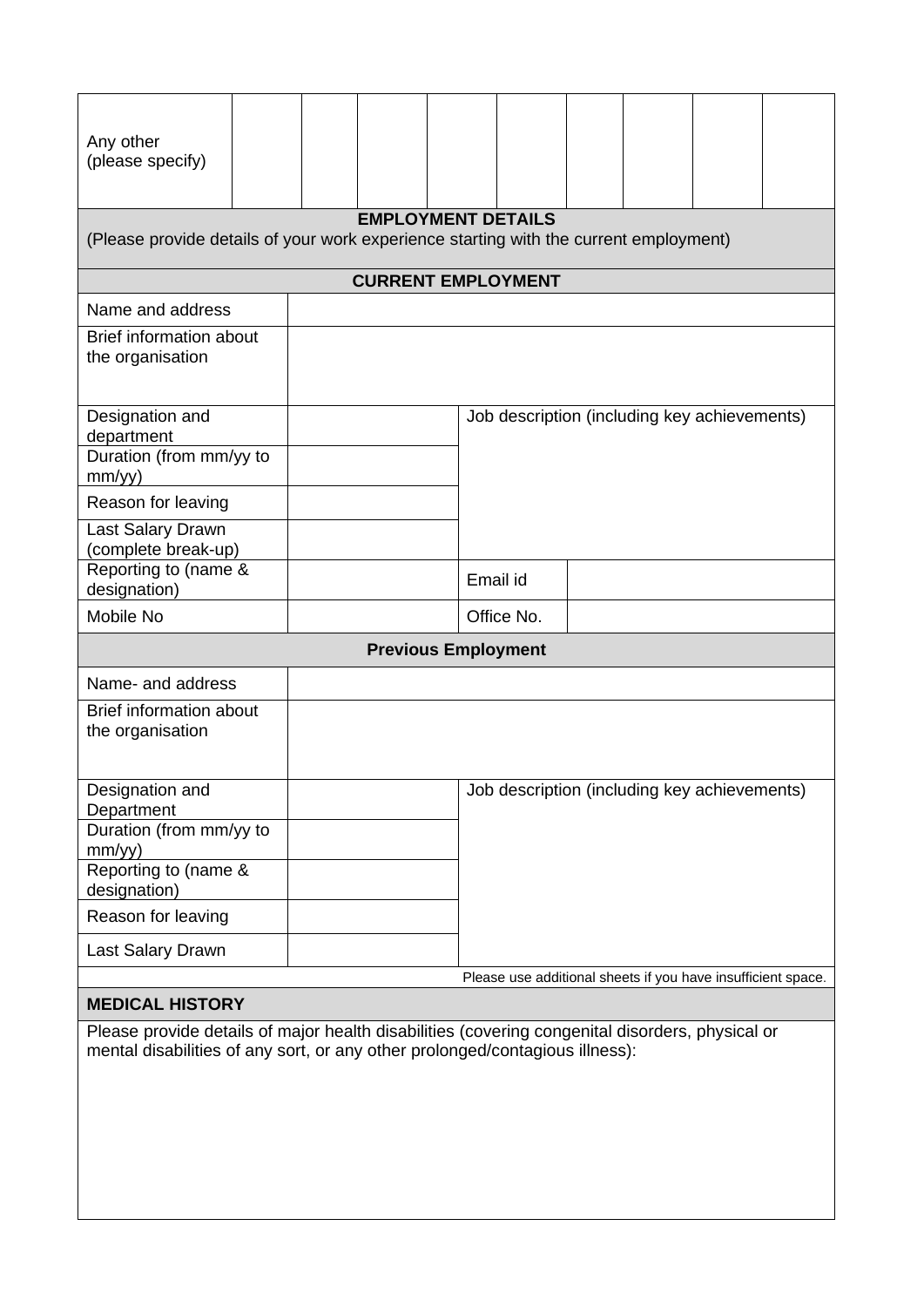| Any other (please specify) | | | | | | | | | |
|---|---|---|---|---|---|---|---|---|---|

**EMPLOYMENT DETAILS**

(Please provide details of your work experience starting with the current employment)

**CURRENT EMPLOYMENT**

| | | | |
|---|---|---|---|
| Name and address | | | |
| Brief information about the organisation | | | |
| Designation and department | | Job description (including key achievements) | |
| Duration (from mm/yy to mm/yy) | | | |
| Reason for leaving | | | |
| Last Salary Drawn (complete break-up) | | | |
| Reporting to (name & designation) | | Email id | |
| Mobile No | | Office No. | |

**Previous Employment**

| | | |
|---|---|---|
| Name- and address | | |
| Brief information about the organisation | | |
| Designation and Department | | Job description (including key achievements) |
| Duration (from mm/yy to mm/yy) | | |
| Reporting to (name & designation) | | |
| Reason for leaving | | |
| Last Salary Drawn | | |

Please use additional sheets if you have insufficient space.

**MEDICAL HISTORY**

Please provide details of major health disabilities (covering congenital disorders, physical or mental disabilities of any sort, or any other prolonged/contagious illness):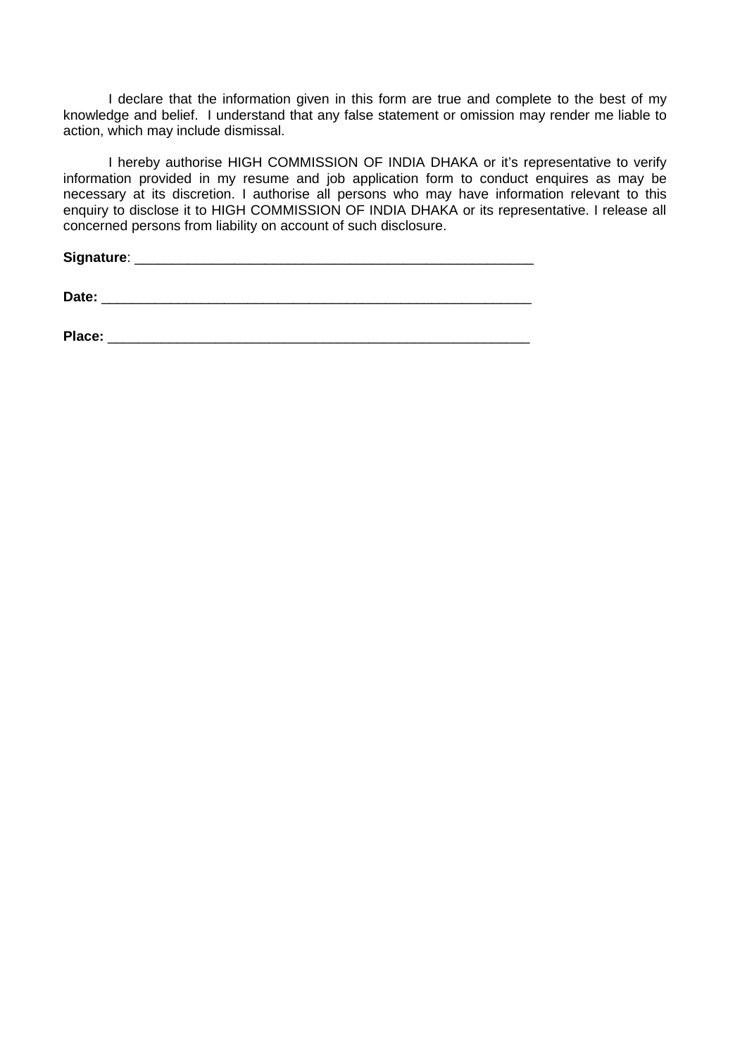I declare that the information given in this form are true and complete to the best of my knowledge and belief. I understand that any false statement or omission may render me liable to action, which may include dismissal.

I hereby authorise HIGH COMMISSION OF INDIA DHAKA or it's representative to verify information provided in my resume and job application form to conduct enquires as may be necessary at its discretion. I authorise all persons who may have information relevant to this enquiry to disclose it to HIGH COMMISSION OF INDIA DHAKA or its representative. I release all concerned persons from liability on account of such disclosure.

**Signature**: ____________________________________________________

**Date:** _______________________________________________________

**Place:** ______________________________________________________